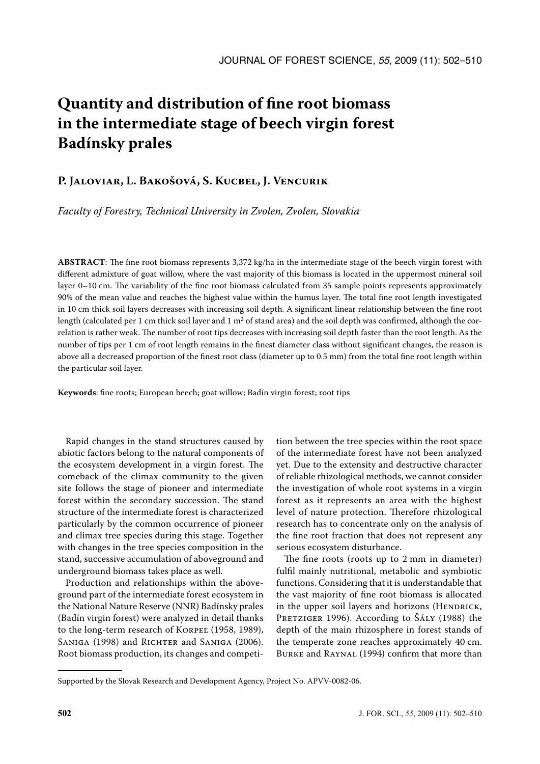# Quantity and distribution of fine root biomass in the intermediate stage of beech virgin forest Badínsky prales

**P. Jaloviar, L. Bakošová, S. Kucbel, J. Vencurik**

*Faculty of Forestry, Technical University in Zvolen, Zvolen, Slovakia*

**ABSTRACT**: The fine root biomass represents 3,372 kg/ha in the intermediate stage of the beech virgin forest with different admixture of goat willow, where the vast majority of this biomass is located in the uppermost mineral soil layer 0–10 cm. The variability of the fine root biomass calculated from 35 sample points represents approximately 90% of the mean value and reaches the highest value within the humus layer. The total fine root length investigated in 10 cm thick soil layers decreases with increasing soil depth. A significant linear relationship between the fine root length (calculated per 1 cm thick soil layer and 1 m$^2$ of stand area) and the soil depth was confirmed, although the correlation is rather weak. The number of root tips decreases with increasing soil depth faster than the root length. As the number of tips per 1 cm of root length remains in the finest diameter class without significant changes, the reason is above all a decreased proportion of the finest root class (diameter up to 0.5 mm) from the total fine root length within the particular soil layer.

**Keywords**: fine roots; European beech; goat willow; Badín virgin forest; root tips

Rapid changes in the stand structures caused by abiotic factors belong to the natural components of the ecosystem development in a virgin forest. The comeback of the climax community to the given site follows the stage of pioneer and intermediate forest within the secondary succession. The stand structure of the intermediate forest is characterized particularly by the common occurrence of pioneer and climax tree species during this stage. Together with changes in the tree species composition in the stand, successive accumulation of aboveground and underground biomass takes place as well.

Production and relationships within the aboveground part of the intermediate forest ecosystem in the National Nature Reserve (NNR) Badínsky prales (Badín virgin forest) were analyzed in detail thanks to the long-term research of Korpeľ (1958, 1989), Saniga (1998) and Richter and Saniga (2006). Root biomass production, its changes and competition between the tree species within the root space of the intermediate forest have not been analyzed yet. Due to the extensity and destructive character of reliable rhizological methods, we cannot consider the investigation of whole root systems in a virgin forest as it represents an area with the highest level of nature protection. Therefore rhizological research has to concentrate only on the analysis of the fine root fraction that does not represent any serious ecosystem disturbance.

The fine roots (roots up to 2 mm in diameter) fulfil mainly nutritional, metabolic and symbiotic functions. Considering that it is understandable that the vast majority of fine root biomass is allocated in the upper soil layers and horizons (Hendrick, Pretziger 1996). According to Šály (1988) the depth of the main rhizosphere in forest stands of the temperate zone reaches approximately 40 cm. Burke and Raynal (1994) confirm that more than

Supported by the Slovak Research and Development Agency, Project No. APVV-0082-06.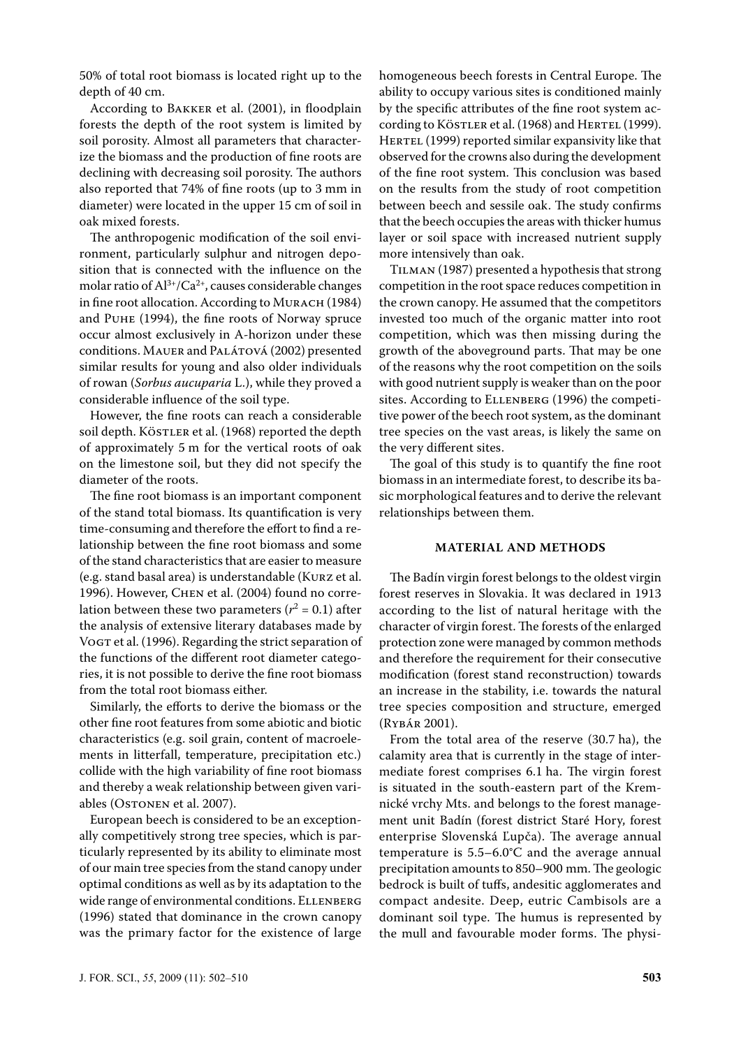50% of total root biomass is located right up to the depth of 40 cm.

According to Bakker et al. (2001), in floodplain forests the depth of the root system is limited by soil porosity. Almost all parameters that characterize the biomass and the production of fine roots are declining with decreasing soil porosity. The authors also reported that 74% of fine roots (up to 3 mm in diameter) were located in the upper 15 cm of soil in oak mixed forests.

The anthropogenic modification of the soil environment, particularly sulphur and nitrogen deposition that is connected with the influence on the molar ratio of $Al^{3+}/Ca^{2+}$, causes considerable changes in fine root allocation. According to Murach (1984) and Puhe (1994), the fine roots of Norway spruce occur almost exclusively in A-horizon under these conditions. Mauer and Palátová (2002) presented similar results for young and also older individuals of rowan (*Sorbus aucuparia* L.), while they proved a considerable influence of the soil type.

However, the fine roots can reach a considerable soil depth. Köstler et al. (1968) reported the depth of approximately 5 m for the vertical roots of oak on the limestone soil, but they did not specify the diameter of the roots.

The fine root biomass is an important component of the stand total biomass. Its quantification is very time-consuming and therefore the effort to find a relationship between the fine root biomass and some of the stand characteristics that are easier to measure (e.g. stand basal area) is understandable (Kurz et al. 1996). However, Chen et al. (2004) found no correlation between these two parameters ($r^2 = 0.1$) after the analysis of extensive literary databases made by Vogt et al. (1996). Regarding the strict separation of the functions of the different root diameter categories, it is not possible to derive the fine root biomass from the total root biomass either.

Similarly, the efforts to derive the biomass or the other fine root features from some abiotic and biotic characteristics (e.g. soil grain, content of macroelements in litterfall, temperature, precipitation etc.) collide with the high variability of fine root biomass and thereby a weak relationship between given variables (Ostonen et al. 2007).

European beech is considered to be an exceptionally competitively strong tree species, which is particularly represented by its ability to eliminate most of our main tree species from the stand canopy under optimal conditions as well as by its adaptation to the wide range of environmental conditions. Ellenberg (1996) stated that dominance in the crown canopy was the primary factor for the existence of large homogeneous beech forests in Central Europe. The ability to occupy various sites is conditioned mainly by the specific attributes of the fine root system according to Köstler et al. (1968) and Hertel (1999). Hertel (1999) reported similar expansivity like that observed for the crowns also during the development of the fine root system. This conclusion was based on the results from the study of root competition between beech and sessile oak. The study confirms that the beech occupies the areas with thicker humus layer or soil space with increased nutrient supply more intensively than oak.

Tilman (1987) presented a hypothesis that strong competition in the root space reduces competition in the crown canopy. He assumed that the competitors invested too much of the organic matter into root competition, which was then missing during the growth of the aboveground parts. That may be one of the reasons why the root competition on the soils with good nutrient supply is weaker than on the poor sites. According to Ellenberg (1996) the competitive power of the beech root system, as the dominant tree species on the vast areas, is likely the same on the very different sites.

The goal of this study is to quantify the fine root biomass in an intermediate forest, to describe its basic morphological features and to derive the relevant relationships between them.

## MATERIAL AND METHODS

The Badín virgin forest belongs to the oldest virgin forest reserves in Slovakia. It was declared in 1913 according to the list of natural heritage with the character of virgin forest. The forests of the enlarged protection zone were managed by common methods and therefore the requirement for their consecutive modification (forest stand reconstruction) towards an increase in the stability, i.e. towards the natural tree species composition and structure, emerged (Rybár 2001).

From the total area of the reserve (30.7 ha), the calamity area that is currently in the stage of intermediate forest comprises 6.1 ha. The virgin forest is situated in the south-eastern part of the Kremnické vrchy Mts. and belongs to the forest management unit Badín (forest district Staré Hory, forest enterprise Slovenská Ľupča). The average annual temperature is 5.5–6.0°C and the average annual precipitation amounts to 850–900 mm. The geologic bedrock is built of tuffs, andesitic agglomerates and compact andesite. Deep, eutric Cambisols are a dominant soil type. The humus is represented by the mull and favourable moder forms. The physi-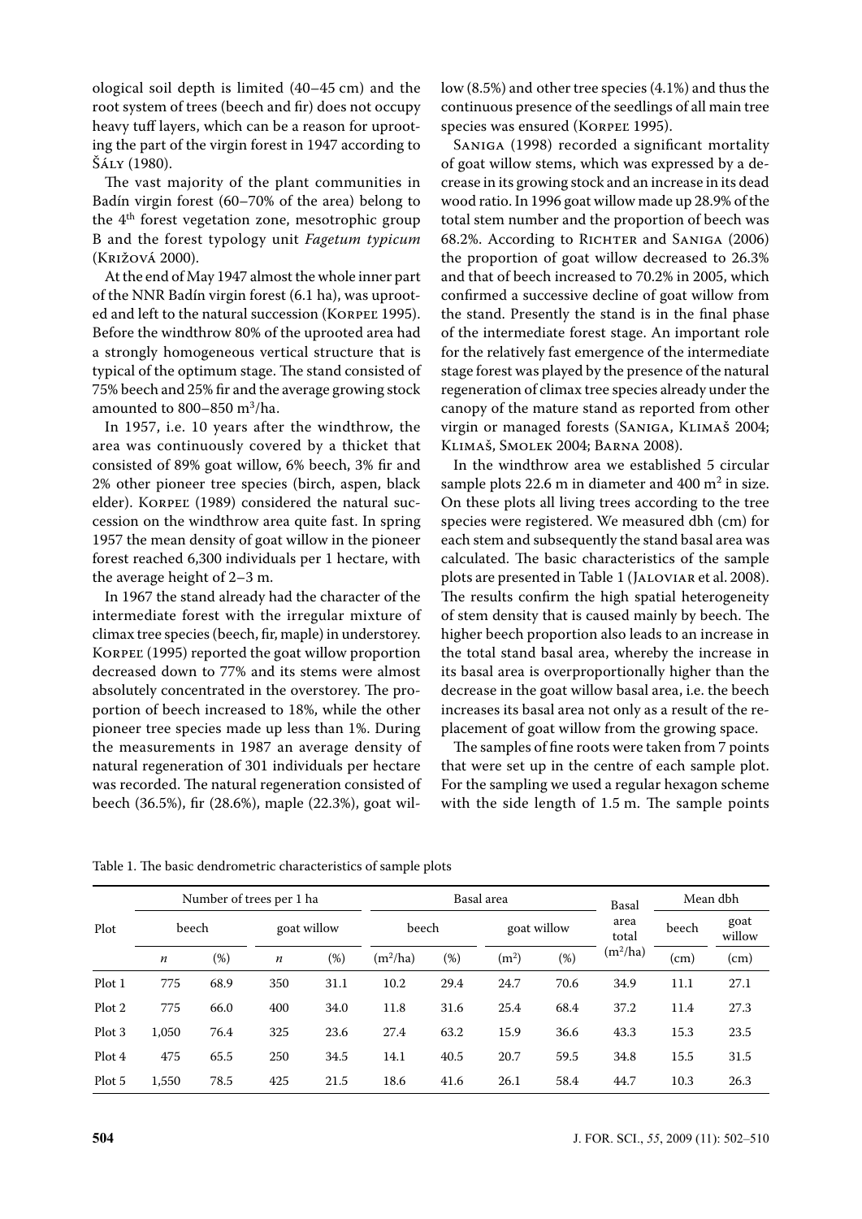ological soil depth is limited (40–45 cm) and the root system of trees (beech and fir) does not occupy heavy tuff layers, which can be a reason for uprooting the part of the virgin forest in 1947 according to Šály (1980).

The vast majority of the plant communities in Badín virgin forest (60–70% of the area) belong to the 4th forest vegetation zone, mesotrophic group B and the forest typology unit *Fagetum typicum* (Križová 2000).

At the end of May 1947 almost the whole inner part of the NNR Badín virgin forest (6.1 ha), was uprooted and left to the natural succession (Korpeľ 1995). Before the windthrow 80% of the uprooted area had a strongly homogeneous vertical structure that is typical of the optimum stage. The stand consisted of 75% beech and 25% fir and the average growing stock amounted to 800–850 m$^3$/ha.

In 1957, i.e. 10 years after the windthrow, the area was continuously covered by a thicket that consisted of 89% goat willow, 6% beech, 3% fir and 2% other pioneer tree species (birch, aspen, black elder). Korpeľ (1989) considered the natural succession on the windthrow area quite fast. In spring 1957 the mean density of goat willow in the pioneer forest reached 6,300 individuals per 1 hectare, with the average height of 2–3 m.

In 1967 the stand already had the character of the intermediate forest with the irregular mixture of climax tree species (beech, fir, maple) in understorey. Korpeľ (1995) reported the goat willow proportion decreased down to 77% and its stems were almost absolutely concentrated in the overstorey. The proportion of beech increased to 18%, while the other pioneer tree species made up less than 1%. During the measurements in 1987 an average density of natural regeneration of 301 individuals per hectare was recorded. The natural regeneration consisted of beech (36.5%), fir (28.6%), maple (22.3%), goat willow (8.5%) and other tree species (4.1%) and thus the continuous presence of the seedlings of all main tree species was ensured (Korpeľ 1995).

Saniga (1998) recorded a significant mortality of goat willow stems, which was expressed by a decrease in its growing stock and an increase in its dead wood ratio. In 1996 goat willow made up 28.9% of the total stem number and the proportion of beech was 68.2%. According to Richter and Saniga (2006) the proportion of goat willow decreased to 26.3% and that of beech increased to 70.2% in 2005, which confirmed a successive decline of goat willow from the stand. Presently the stand is in the final phase of the intermediate forest stage. An important role for the relatively fast emergence of the intermediate stage forest was played by the presence of the natural regeneration of climax tree species already under the canopy of the mature stand as reported from other virgin or managed forests (Saniga, Klimaš 2004; Klimaš, Smolek 2004; Barna 2008).

In the windthrow area we established 5 circular sample plots 22.6 m in diameter and 400 m$^2$ in size. On these plots all living trees according to the tree species were registered. We measured dbh (cm) for each stem and subsequently the stand basal area was calculated. The basic characteristics of the sample plots are presented in Table 1 (Jaloviar et al. 2008). The results confirm the high spatial heterogeneity of stem density that is caused mainly by beech. The higher beech proportion also leads to an increase in the total stand basal area, whereby the increase in its basal area is overproportionally higher than the decrease in the goat willow basal area, i.e. the beech increases its basal area not only as a result of the replacement of goat willow from the growing space.

The samples of fine roots were taken from 7 points that were set up in the centre of each sample plot. For the sampling we used a regular hexagon scheme with the side length of 1.5 m. The sample points

Table 1. The basic dendrometric characteristics of sample plots

| Plot | Number of trees per 1 ha | | | | Basal area | | | | Basal area total | Mean dbh | |
|---|---|---|---|---|---|---|---|---|---|---|---|
| | beech | | goat willow | | beech | | goat willow | | | beech | goat willow |
| | *n* | (%) | *n* | (%) | (m$^2$/ha) | (%) | (m$^2$) | (%) | (m$^2$/ha) | (cm) | (cm) |
| Plot 1 | 775 | 68.9 | 350 | 31.1 | 10.2 | 29.4 | 24.7 | 70.6 | 34.9 | 11.1 | 27.1 |
| Plot 2 | 775 | 66.0 | 400 | 34.0 | 11.8 | 31.6 | 25.4 | 68.4 | 37.2 | 11.4 | 27.3 |
| Plot 3 | 1,050 | 76.4 | 325 | 23.6 | 27.4 | 63.2 | 15.9 | 36.6 | 43.3 | 15.3 | 23.5 |
| Plot 4 | 475 | 65.5 | 250 | 34.5 | 14.1 | 40.5 | 20.7 | 59.5 | 34.8 | 15.5 | 31.5 |
| Plot 5 | 1,550 | 78.5 | 425 | 21.5 | 18.6 | 41.6 | 26.1 | 58.4 | 44.7 | 10.3 | 26.3 |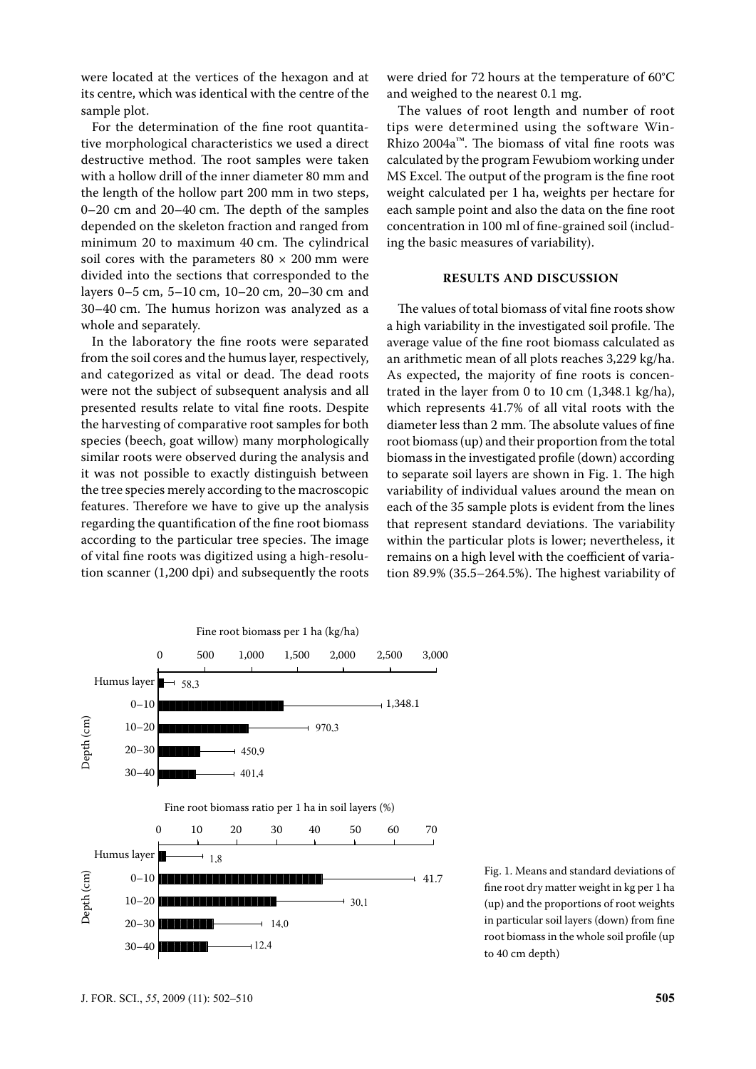were located at the vertices of the hexagon and at its centre, which was identical with the centre of the sample plot.

For the determination of the fine root quantitative morphological characteristics we used a direct destructive method. The root samples were taken with a hollow drill of the inner diameter 80 mm and the length of the hollow part 200 mm in two steps, 0–20 cm and 20–40 cm. The depth of the samples depended on the skeleton fraction and ranged from minimum 20 to maximum 40 cm. The cylindrical soil cores with the parameters 80 × 200 mm were divided into the sections that corresponded to the layers 0–5 cm, 5–10 cm, 10–20 cm, 20–30 cm and 30–40 cm. The humus horizon was analyzed as a whole and separately.

In the laboratory the fine roots were separated from the soil cores and the humus layer, respectively, and categorized as vital or dead. The dead roots were not the subject of subsequent analysis and all presented results relate to vital fine roots. Despite the harvesting of comparative root samples for both species (beech, goat willow) many morphologically similar roots were observed during the analysis and it was not possible to exactly distinguish between the tree species merely according to the macroscopic features. Therefore we have to give up the analysis regarding the quantification of the fine root biomass according to the particular tree species. The image of vital fine roots was digitized using a high-resolution scanner (1,200 dpi) and subsequently the roots were dried for 72 hours at the temperature of 60°C and weighed to the nearest 0.1 mg.

The values of root length and number of root tips were determined using the software WinRhizo 2004a™. The biomass of vital fine roots was calculated by the program Fewubiom working under MS Excel. The output of the program is the fine root weight calculated per 1 ha, weights per hectare for each sample point and also the data on the fine root concentration in 100 ml of fine-grained soil (including the basic measures of variability).

## RESULTS AND DISCUSSION

The values of total biomass of vital fine roots show a high variability in the investigated soil profile. The average value of the fine root biomass calculated as an arithmetic mean of all plots reaches 3,229 kg/ha. As expected, the majority of fine roots is concentrated in the layer from 0 to 10 cm (1,348.1 kg/ha), which represents 41.7% of all vital roots with the diameter less than 2 mm. The absolute values of fine root biomass (up) and their proportion from the total biomass in the investigated profile (down) according to separate soil layers are shown in Fig. 1. The high variability of individual values around the mean on each of the 35 sample plots is evident from the lines that represent standard deviations. The variability within the particular plots is lower; nevertheless, it remains on a high level with the coefficient of variation 89.9% (35.5–264.5%). The highest variability of

| Depth (cm) | Fine root biomass per 1 ha (kg/ha) | Fine root biomass ratio per 1 ha in soil layers (%) |
|---|---|---|
| Humus layer | 58.3 | 1.8 |
| 0–10 | 1,348.1 | 41.7 |
| 10–20 | 970.3 | 30.1 |
| 20–30 | 450.9 | 14.0 |
| 30–40 | 401.4 | 12.4 |

Fig. 1. Means and standard deviations of fine root dry matter weight in kg per 1 ha (up) and the proportions of root weights in particular soil layers (down) from fine root biomass in the whole soil profile (up to 40 cm depth)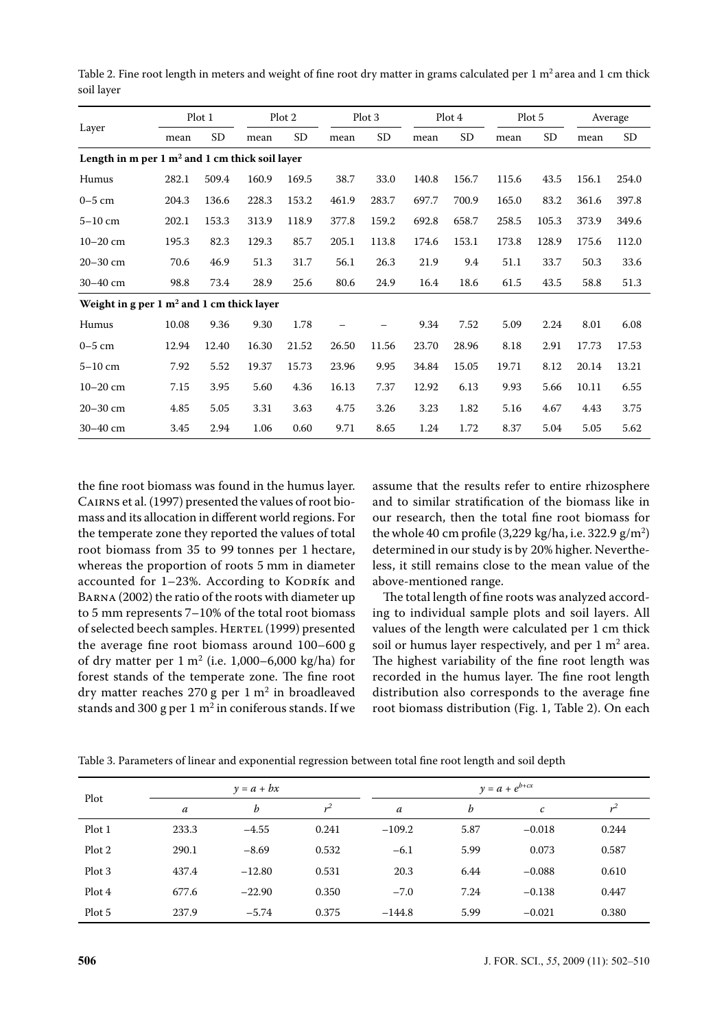Table 2. Fine root length in meters and weight of fine root dry matter in grams calculated per 1 m$^2$ area and 1 cm thick soil layer

| Layer | Plot 1 | | Plot 2 | | Plot 3 | | Plot 4 | | Plot 5 | | Average | |
|---|---|---|---|---|---|---|---|---|---|---|---|---|
| | mean | SD | mean | SD | mean | SD | mean | SD | mean | SD | mean | SD |
| **Length in m per 1 m$^2$ and 1 cm thick soil layer** | | | | | | | | | | | | |
| Humus | 282.1 | 509.4 | 160.9 | 169.5 | 38.7 | 33.0 | 140.8 | 156.7 | 115.6 | 43.5 | 156.1 | 254.0 |
| 0–5 cm | 204.3 | 136.6 | 228.3 | 153.2 | 461.9 | 283.7 | 697.7 | 700.9 | 165.0 | 83.2 | 361.6 | 397.8 |
| 5–10 cm | 202.1 | 153.3 | 313.9 | 118.9 | 377.8 | 159.2 | 692.8 | 658.7 | 258.5 | 105.3 | 373.9 | 349.6 |
| 10–20 cm | 195.3 | 82.3 | 129.3 | 85.7 | 205.1 | 113.8 | 174.6 | 153.1 | 173.8 | 128.9 | 175.6 | 112.0 |
| 20–30 cm | 70.6 | 46.9 | 51.3 | 31.7 | 56.1 | 26.3 | 21.9 | 9.4 | 51.1 | 33.7 | 50.3 | 33.6 |
| 30–40 cm | 98.8 | 73.4 | 28.9 | 25.6 | 80.6 | 24.9 | 16.4 | 18.6 | 61.5 | 43.5 | 58.8 | 51.3 |
| **Weight in g per 1 m$^2$ and 1 cm thick layer** | | | | | | | | | | | | |
| Humus | 10.08 | 9.36 | 9.30 | 1.78 | – | – | 9.34 | 7.52 | 5.09 | 2.24 | 8.01 | 6.08 |
| 0–5 cm | 12.94 | 12.40 | 16.30 | 21.52 | 26.50 | 11.56 | 23.70 | 28.96 | 8.18 | 2.91 | 17.73 | 17.53 |
| 5–10 cm | 7.92 | 5.52 | 19.37 | 15.73 | 23.96 | 9.95 | 34.84 | 15.05 | 19.71 | 8.12 | 20.14 | 13.21 |
| 10–20 cm | 7.15 | 3.95 | 5.60 | 4.36 | 16.13 | 7.37 | 12.92 | 6.13 | 9.93 | 5.66 | 10.11 | 6.55 |
| 20–30 cm | 4.85 | 5.05 | 3.31 | 3.63 | 4.75 | 3.26 | 3.23 | 1.82 | 5.16 | 4.67 | 4.43 | 3.75 |
| 30–40 cm | 3.45 | 2.94 | 1.06 | 0.60 | 9.71 | 8.65 | 1.24 | 1.72 | 8.37 | 5.04 | 5.05 | 5.62 |

the fine root biomass was found in the humus layer. Cairns et al. (1997) presented the values of root biomass and its allocation in different world regions. For the temperate zone they reported the values of total root biomass from 35 to 99 tonnes per 1 hectare, whereas the proportion of roots 5 mm in diameter accounted for 1–23%. According to Kodrík and Barna (2002) the ratio of the roots with diameter up to 5 mm represents 7–10% of the total root biomass of selected beech samples. Hertel (1999) presented the average fine root biomass around 100–600 g of dry matter per 1 m$^2$ (i.e. 1,000–6,000 kg/ha) for forest stands of the temperate zone. The fine root dry matter reaches 270 g per 1 m$^2$ in broadleaved stands and 300 g per 1 m$^2$ in coniferous stands. If we assume that the results refer to entire rhizosphere and to similar stratification of the biomass like in our research, then the total fine root biomass for the whole 40 cm profile (3,229 kg/ha, i.e. 322.9 g/m$^2$) determined in our study is by 20% higher. Nevertheless, it still remains close to the mean value of the above-mentioned range.

The total length of fine roots was analyzed according to individual sample plots and soil layers. All values of the length were calculated per 1 cm thick soil or humus layer respectively, and per 1 m$^2$ area. The highest variability of the fine root length was recorded in the humus layer. The fine root length distribution also corresponds to the average fine root biomass distribution (Fig. 1, Table 2). On each

Table 3. Parameters of linear and exponential regression between total fine root length and soil depth

| Plot | $y = a + bx$ | | | $y = a + e^{b+cx}$ | | | |
|---|---|---|---|---|---|---|---|
| | $a$ | $b$ | $r^2$ | $a$ | $b$ | $c$ | $r^2$ |
| Plot 1 | 233.3 | −4.55 | 0.241 | −109.2 | 5.87 | −0.018 | 0.244 |
| Plot 2 | 290.1 | −8.69 | 0.532 | −6.1 | 5.99 | 0.073 | 0.587 |
| Plot 3 | 437.4 | −12.80 | 0.531 | 20.3 | 6.44 | −0.088 | 0.610 |
| Plot 4 | 677.6 | −22.90 | 0.350 | −7.0 | 7.24 | −0.138 | 0.447 |
| Plot 5 | 237.9 | −5.74 | 0.375 | −144.8 | 5.99 | −0.021 | 0.380 |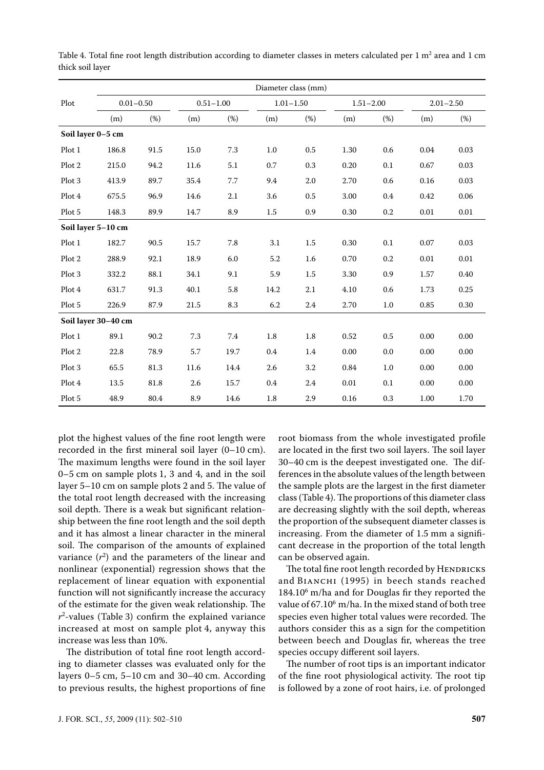Table 4. Total fine root length distribution according to diameter classes in meters calculated per 1 $m^2$ area and 1 cm thick soil layer

| Plot | Diameter class (mm) | | | | | | | | | |
|---|---|---|---|---|---|---|---|---|---|---|
| | 0.01–0.50 | | 0.51–1.00 | | 1.01–1.50 | | 1.51–2.00 | | 2.01–2.50 | |
| | (m) | (%) | (m) | (%) | (m) | (%) | (m) | (%) | (m) | (%) |
| **Soil layer 0–5 cm** | | | | | | | | | | |
| Plot 1 | 186.8 | 91.5 | 15.0 | 7.3 | 1.0 | 0.5 | 1.30 | 0.6 | 0.04 | 0.03 |
| Plot 2 | 215.0 | 94.2 | 11.6 | 5.1 | 0.7 | 0.3 | 0.20 | 0.1 | 0.67 | 0.03 |
| Plot 3 | 413.9 | 89.7 | 35.4 | 7.7 | 9.4 | 2.0 | 2.70 | 0.6 | 0.16 | 0.03 |
| Plot 4 | 675.5 | 96.9 | 14.6 | 2.1 | 3.6 | 0.5 | 3.00 | 0.4 | 0.42 | 0.06 |
| Plot 5 | 148.3 | 89.9 | 14.7 | 8.9 | 1.5 | 0.9 | 0.30 | 0.2 | 0.01 | 0.01 |
| **Soil layer 5–10 cm** | | | | | | | | | | |
| Plot 1 | 182.7 | 90.5 | 15.7 | 7.8 | 3.1 | 1.5 | 0.30 | 0.1 | 0.07 | 0.03 |
| Plot 2 | 288.9 | 92.1 | 18.9 | 6.0 | 5.2 | 1.6 | 0.70 | 0.2 | 0.01 | 0.01 |
| Plot 3 | 332.2 | 88.1 | 34.1 | 9.1 | 5.9 | 1.5 | 3.30 | 0.9 | 1.57 | 0.40 |
| Plot 4 | 631.7 | 91.3 | 40.1 | 5.8 | 14.2 | 2.1 | 4.10 | 0.6 | 1.73 | 0.25 |
| Plot 5 | 226.9 | 87.9 | 21.5 | 8.3 | 6.2 | 2.4 | 2.70 | 1.0 | 0.85 | 0.30 |
| **Soil layer 30–40 cm** | | | | | | | | | | |
| Plot 1 | 89.1 | 90.2 | 7.3 | 7.4 | 1.8 | 1.8 | 0.52 | 0.5 | 0.00 | 0.00 |
| Plot 2 | 22.8 | 78.9 | 5.7 | 19.7 | 0.4 | 1.4 | 0.00 | 0.0 | 0.00 | 0.00 |
| Plot 3 | 65.5 | 81.3 | 11.6 | 14.4 | 2.6 | 3.2 | 0.84 | 1.0 | 0.00 | 0.00 |
| Plot 4 | 13.5 | 81.8 | 2.6 | 15.7 | 0.4 | 2.4 | 0.01 | 0.1 | 0.00 | 0.00 |
| Plot 5 | 48.9 | 80.4 | 8.9 | 14.6 | 1.8 | 2.9 | 0.16 | 0.3 | 1.00 | 1.70 |

plot the highest values of the fine root length were recorded in the first mineral soil layer (0–10 cm). The maximum lengths were found in the soil layer 0–5 cm on sample plots 1, 3 and 4, and in the soil layer 5–10 cm on sample plots 2 and 5. The value of the total root length decreased with the increasing soil depth. There is a weak but significant relationship between the fine root length and the soil depth and it has almost a linear character in the mineral soil. The comparison of the amounts of explained variance ($r^2$) and the parameters of the linear and nonlinear (exponential) regression shows that the replacement of linear equation with exponential function will not significantly increase the accuracy of the estimate for the given weak relationship. The $r^2$-values (Table 3) confirm the explained variance increased at most on sample plot 4, anyway this increase was less than 10%.

The distribution of total fine root length according to diameter classes was evaluated only for the layers 0–5 cm, 5–10 cm and 30–40 cm. According to previous results, the highest proportions of fine root biomass from the whole investigated profile are located in the first two soil layers. The soil layer 30–40 cm is the deepest investigated one. The differences in the absolute values of the length between the sample plots are the largest in the first diameter class (Table 4). The proportions of this diameter class are decreasing slightly with the soil depth, whereas the proportion of the subsequent diameter classes is increasing. From the diameter of 1.5 mm a significant decrease in the proportion of the total length can be observed again.

The total fine root length recorded by Hendricks and Bianchi (1995) in beech stands reached $184.10^6$ m/ha and for Douglas fir they reported the value of $67.10^6$ m/ha. In the mixed stand of both tree species even higher total values were recorded. The authors consider this as a sign for the competition between beech and Douglas fir, whereas the tree species occupy different soil layers.

The number of root tips is an important indicator of the fine root physiological activity. The root tip is followed by a zone of root hairs, i.e. of prolonged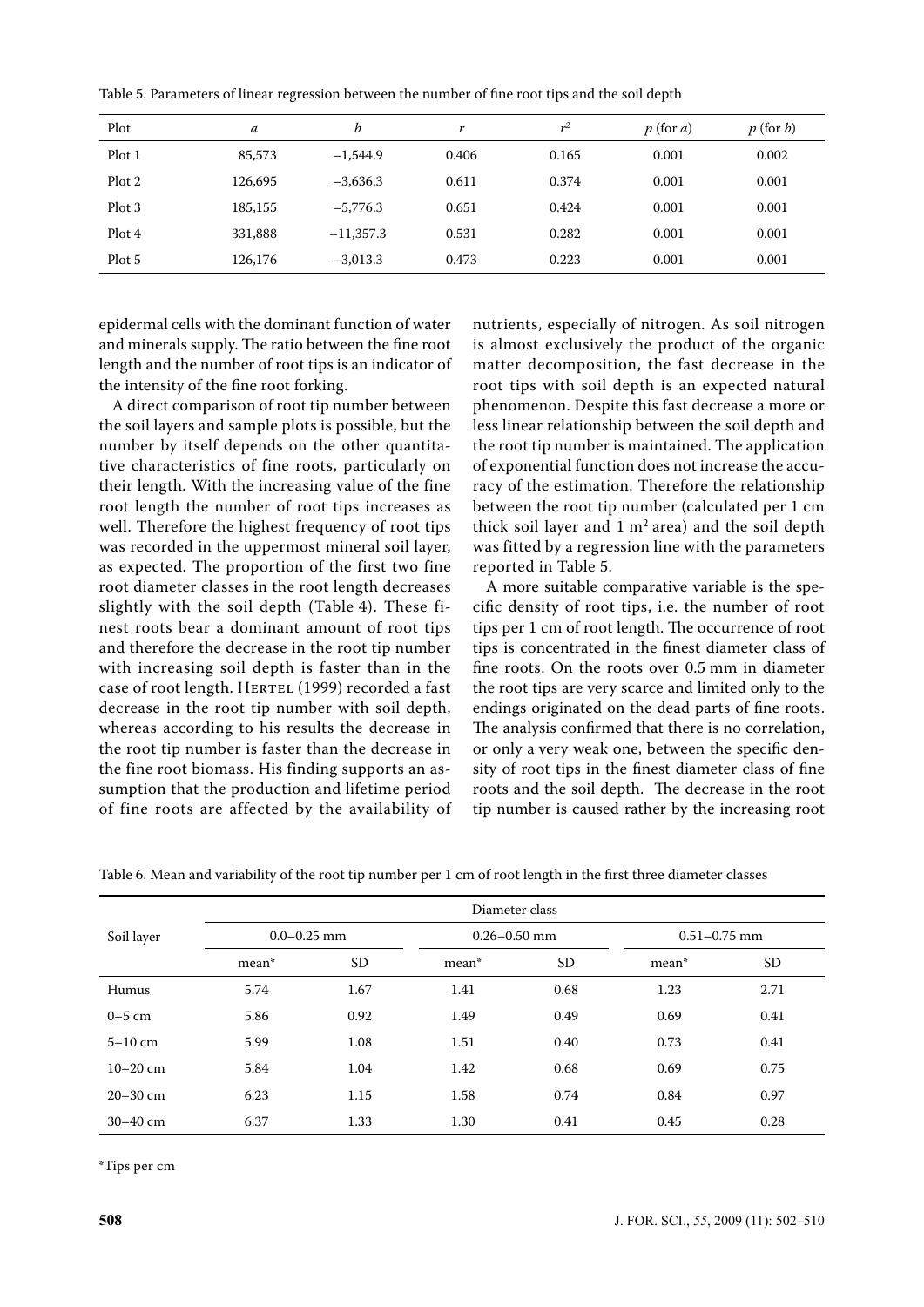Table 5. Parameters of linear regression between the number of fine root tips and the soil depth

| Plot | $a$ | $b$ | $r$ | $r^2$ | $p$ (for $a$) | $p$ (for $b$) |
|---|---|---|---|---|---|---|
| Plot 1 | 85,573 | −1,544.9 | 0.406 | 0.165 | 0.001 | 0.002 |
| Plot 2 | 126,695 | −3,636.3 | 0.611 | 0.374 | 0.001 | 0.001 |
| Plot 3 | 185,155 | −5,776.3 | 0.651 | 0.424 | 0.001 | 0.001 |
| Plot 4 | 331,888 | −11,357.3 | 0.531 | 0.282 | 0.001 | 0.001 |
| Plot 5 | 126,176 | −3,013.3 | 0.473 | 0.223 | 0.001 | 0.001 |

epidermal cells with the dominant function of water and minerals supply. The ratio between the fine root length and the number of root tips is an indicator of the intensity of the fine root forking.

A direct comparison of root tip number between the soil layers and sample plots is possible, but the number by itself depends on the other quantitative characteristics of fine roots, particularly on their length. With the increasing value of the fine root length the number of root tips increases as well. Therefore the highest frequency of root tips was recorded in the uppermost mineral soil layer, as expected. The proportion of the first two fine root diameter classes in the root length decreases slightly with the soil depth (Table 4). These finest roots bear a dominant amount of root tips and therefore the decrease in the root tip number with increasing soil depth is faster than in the case of root length. Hertel (1999) recorded a fast decrease in the root tip number with soil depth, whereas according to his results the decrease in the root tip number is faster than the decrease in the fine root biomass. His finding supports an assumption that the production and lifetime period of fine roots are affected by the availability of nutrients, especially of nitrogen. As soil nitrogen is almost exclusively the product of the organic matter decomposition, the fast decrease in the root tips with soil depth is an expected natural phenomenon. Despite this fast decrease a more or less linear relationship between the soil depth and the root tip number is maintained. The application of exponential function does not increase the accuracy of the estimation. Therefore the relationship between the root tip number (calculated per 1 cm thick soil layer and 1 $m^2$ area) and the soil depth was fitted by a regression line with the parameters reported in Table 5.

A more suitable comparative variable is the specific density of root tips, i.e. the number of root tips per 1 cm of root length. The occurrence of root tips is concentrated in the finest diameter class of fine roots. On the roots over 0.5 mm in diameter the root tips are very scarce and limited only to the endings originated on the dead parts of fine roots. The analysis confirmed that there is no correlation, or only a very weak one, between the specific density of root tips in the finest diameter class of fine roots and the soil depth. The decrease in the root tip number is caused rather by the increasing root

Table 6. Mean and variability of the root tip number per 1 cm of root length in the first three diameter classes

| Soil layer | Diameter class | | | | | |
|---|---|---|---|---|---|---|
| | 0.0–0.25 mm | | 0.26–0.50 mm | | 0.51–0.75 mm | |
| | mean* | SD | mean* | SD | mean* | SD |
| Humus | 5.74 | 1.67 | 1.41 | 0.68 | 1.23 | 2.71 |
| 0–5 cm | 5.86 | 0.92 | 1.49 | 0.49 | 0.69 | 0.41 |
| 5–10 cm | 5.99 | 1.08 | 1.51 | 0.40 | 0.73 | 0.41 |
| 10–20 cm | 5.84 | 1.04 | 1.42 | 0.68 | 0.69 | 0.75 |
| 20–30 cm | 6.23 | 1.15 | 1.58 | 0.74 | 0.84 | 0.97 |
| 30–40 cm | 6.37 | 1.33 | 1.30 | 0.41 | 0.45 | 0.28 |

*Tips per cm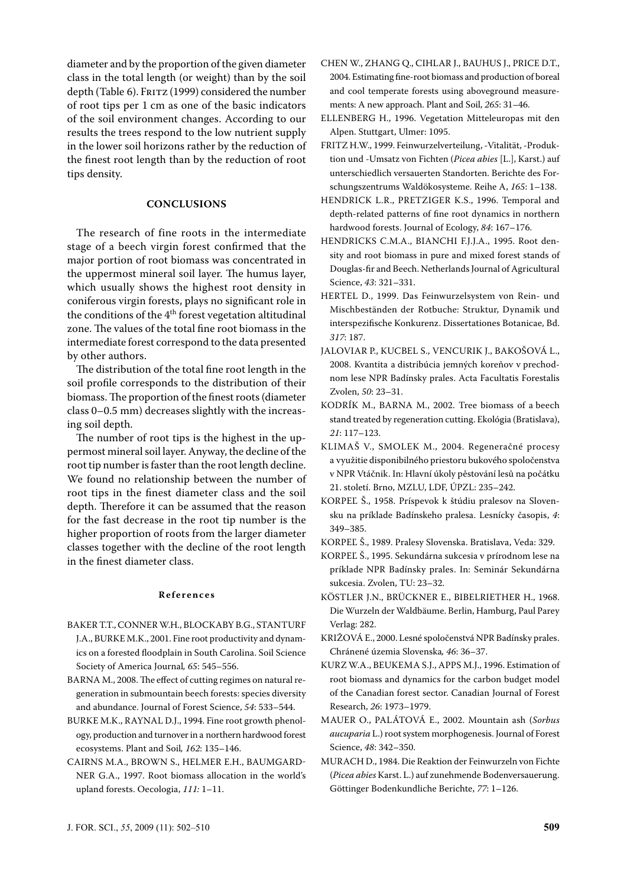diameter and by the proportion of the given diameter class in the total length (or weight) than by the soil depth (Table 6). Fritz (1999) considered the number of root tips per 1 cm as one of the basic indicators of the soil environment changes. According to our results the trees respond to the low nutrient supply in the lower soil horizons rather by the reduction of the finest root length than by the reduction of root tips density.

## CONCLUSIONS

The research of fine roots in the intermediate stage of a beech virgin forest confirmed that the major portion of root biomass was concentrated in the uppermost mineral soil layer. The humus layer, which usually shows the highest root density in coniferous virgin forests, plays no significant role in the conditions of the 4th forest vegetation altitudinal zone. The values of the total fine root biomass in the intermediate forest correspond to the data presented by other authors.

The distribution of the total fine root length in the soil profile corresponds to the distribution of their biomass. The proportion of the finest roots (diameter class 0–0.5 mm) decreases slightly with the increasing soil depth.

The number of root tips is the highest in the uppermost mineral soil layer. Anyway, the decline of the root tip number is faster than the root length decline. We found no relationship between the number of root tips in the finest diameter class and the soil depth. Therefore it can be assumed that the reason for the fast decrease in the root tip number is the higher proportion of roots from the larger diameter classes together with the decline of the root length in the finest diameter class.

### References

BAKER T.T., CONNER W.H., BLOCKABY B.G., STANTURF J.A., BURKE M.K., 2001. Fine root productivity and dynamics on a forested floodplain in South Carolina. Soil Science Society of America Journal, *65*: 545–556.

BARNA M., 2008. The effect of cutting regimes on natural regeneration in submountain beech forests: species diversity and abundance. Journal of Forest Science, *54*: 533–544.

BURKE M.K., RAYNAL D.J., 1994. Fine root growth phenology, production and turnover in a northern hardwood forest ecosystems. Plant and Soil, *162*: 135–146.

CAIRNS M.A., BROWN S., HELMER E.H., BAUMGARDNER G.A., 1997. Root biomass allocation in the world's upland forests. Oecologia, *111:* 1–11.

CHEN W., ZHANG Q., CIHLAR J., BAUHUS J., PRICE D.T., 2004. Estimating fine-root biomass and production of boreal and cool temperate forests using aboveground measurements: A new approach. Plant and Soil, *265*: 31–46.

ELLENBERG H., 1996. Vegetation Mitteleuropas mit den Alpen. Stuttgart, Ulmer: 1095.

FRITZ H.W., 1999. Feinwurzelverteilung, -Vitalität, -Produktion und -Umsatz von Fichten (*Picea abies* [L.], Karst.) auf unterschiedlich versauerten Standorten. Berichte des Forschungszentrums Waldökosysteme. Reihe A, *165*: 1–138.

HENDRICK L.R., PRETZIGER K.S., 1996. Temporal and depth-related patterns of fine root dynamics in northern hardwood forests. Journal of Ecology, *84*: 167–176.

HENDRICKS C.M.A., BIANCHI F.J.J.A., 1995. Root density and root biomass in pure and mixed forest stands of Douglas-fir and Beech. Netherlands Journal of Agricultural Science, *43*: 321–331.

HERTEL D., 1999. Das Feinwurzelsystem von Rein- und Mischbeständen der Rotbuche: Struktur, Dynamik und interspezifische Konkurenz. Dissertationes Botanicae, Bd. *317*: 187.

JALOVIAR P., KUCBEL S., VENCURIK J., BAKOŠOVÁ L., 2008. Kvantita a distribúcia jemných koreňov v prechodnom lese NPR Badínsky prales. Acta Facultatis Forestalis Zvolen, *50*: 23–31.

KODRÍK M., BARNA M., 2002. Tree biomass of a beech stand treated by regeneration cutting. Ekológia (Bratislava), *21*: 117–123.

KLIMAŠ V., SMOLEK M., 2004. Regeneračné procesy a využitie disponibilného priestoru bukového spoločenstva v NPR Vtáčnik. In: Hlavní úkoly pěstování lesů na počátku 21. století. Brno, MZLU, LDF, ÚPZL: 235–242.

KORPEĽ Š., 1958. Príspevok k štúdiu pralesov na Slovensku na príklade Badínskeho pralesa. Lesnícky časopis, *4*: 349–385.

KORPEĽ Š., 1989. Pralesy Slovenska. Bratislava, Veda: 329.

KORPEĽ Š., 1995. Sekundárna sukcesia v prírodnom lese na príklade NPR Badínsky prales. In: Seminár Sekundárna sukcesia. Zvolen, TU: 23–32.

KÖSTLER J.N., BRÜCKNER E., BIBELRIETHER H., 1968. Die Wurzeln der Waldbäume. Berlin, Hamburg, Paul Parey Verlag: 282.

KRIŽOVÁ E., 2000. Lesné spoločenstvá NPR Badínsky prales. Chránené územia Slovenska*, 46*: 36–37.

KURZ W.A., BEUKEMA S.J., APPS M.J., 1996. Estimation of root biomass and dynamics for the carbon budget model of the Canadian forest sector. Canadian Journal of Forest Research, *26*: 1973–1979.

MAUER O., PALÁTOVÁ E., 2002. Mountain ash (*Sorbus aucuparia* L.) root system morphogenesis. Journal of Forest Science, *48*: 342–350.

MURACH D., 1984. Die Reaktion der Feinwurzeln von Fichte (*Picea abies* Karst. L.) auf zunehmende Bodenversauerung. Göttinger Bodenkundliche Berichte, *77*: 1–126.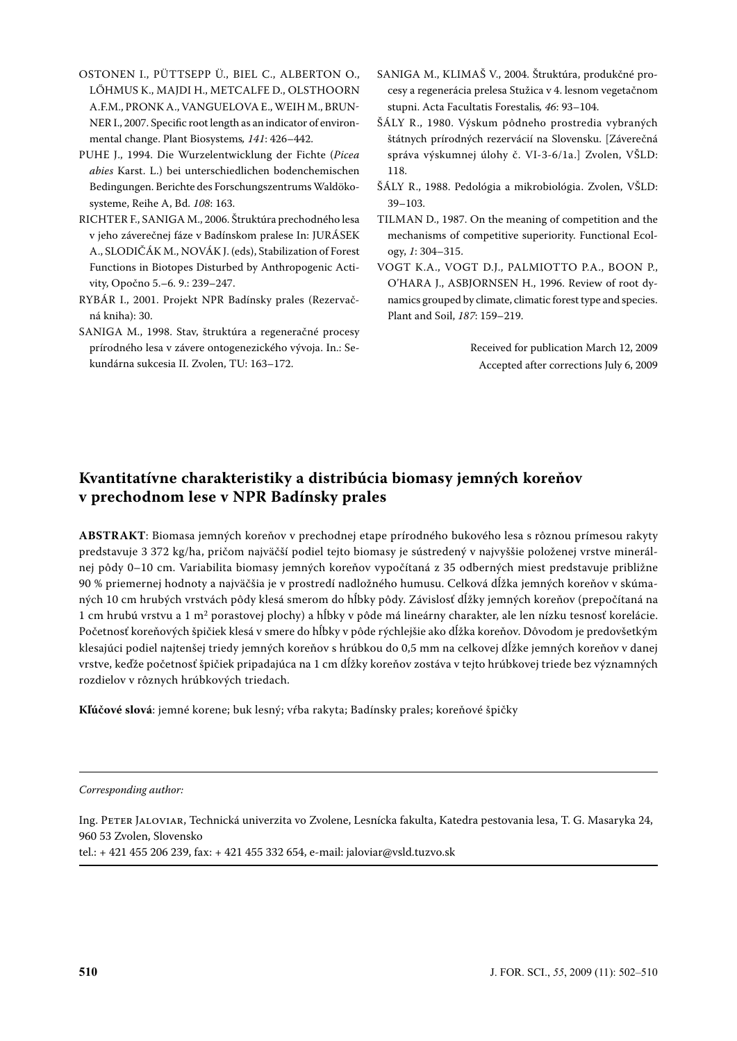OSTONEN I., PÜTTSEPP Ü., BIEL C., ALBERTON O., LÕHMUS K., MAJDI H., METCALFE D., OLSTHOORN A.F.M., PRONK A., VANGUELOVA E., WEIH M., BRUNNER I., 2007. Specific root length as an indicator of environmental change. Plant Biosystems, *141*: 426–442.

PUHE J., 1994. Die Wurzelentwicklung der Fichte (*Picea abies* Karst. L.) bei unterschiedlichen bodenchemischen Bedingungen. Berichte des Forschungszentrums Waldökosysteme, Reihe A, Bd. *108*: 163.

RICHTER F., SANIGA M., 2006. Štruktúra prechodného lesa v jeho záverečnej fáze v Badínskom pralese In: JURÁSEK A., SLODIČÁK M., NOVÁK J. (eds), Stabilization of Forest Functions in Biotopes Disturbed by Anthropogenic Activity, Opočno 5.–6. 9.: 239–247.

RYBÁR I., 2001. Projekt NPR Badínsky prales (Rezervačná kniha): 30.

SANIGA M., 1998. Stav, štruktúra a regeneračné procesy prírodného lesa v závere ontogenezického vývoja. In.: Sekundárna sukcesia II. Zvolen, TU: 163–172.

SANIGA M., KLIMAŠ V., 2004. Štruktúra, produkčné procesy a regenerácia prelesa Stužica v 4. lesnom vegetačnom stupni. Acta Facultatis Forestalis, *46*: 93–104.

ŠÁLY R., 1980. Výskum pôdneho prostredia vybraných štátnych prírodných rezervácií na Slovensku. [Záverečná správa výskumnej úlohy č. VI-3-6/1a.] Zvolen, VŠLD: 118.

ŠÁLY R., 1988. Pedológia a mikrobiológia. Zvolen, VŠLD: 39–103.

TILMAN D., 1987. On the meaning of competition and the mechanisms of competitive superiority. Functional Ecology, *1*: 304–315.

VOGT K.A., VOGT D.J., PALMIOTTO P.A., BOON P., O'HARA J., ASBJORNSEN H., 1996. Review of root dynamics grouped by climate, climatic forest type and species. Plant and Soil, *187*: 159–219.

Received for publication March 12, 2009
Accepted after corrections July 6, 2009

## Kvantitatívne charakteristiky a distribúcia biomasy jemných koreňov v prechodnom lese v NPR Badínsky prales

**ABSTRAKT**: Biomasa jemných koreňov v prechodnej etape prírodného bukového lesa s rôznou prímesou rakyty predstavuje 3 372 kg/ha, pričom najväčší podiel tejto biomasy je sústredený v najvyššie položenej vrstve minerálnej pôdy 0–10 cm. Variabilita biomasy jemných koreňov vypočítaná z 35 odberných miest predstavuje približne 90 % priemernej hodnoty a najväčšia je v prostredí nadložného humusu. Celková dĺžka jemných koreňov v skúmaných 10 cm hrubých vrstvách pôdy klesá smerom do hĺbky pôdy. Závislosť dĺžky jemných koreňov (prepočítaná na 1 cm hrubú vrstvu a 1 m$^2$ porastovej plochy) a hĺbky v pôde má lineárny charakter, ale len nízku tesnosť korelácie. Početnosť koreňových špičiek klesá v smere do hĺbky v pôde rýchlejšie ako dĺžka koreňov. Dôvodom je predovšetkým klesajúci podiel najtenšej triedy jemných koreňov s hrúbkou do 0,5 mm na celkovej dĺžke jemných koreňov v danej vrstve, keďže početnosť špičiek pripadajúca na 1 cm dĺžky koreňov zostáva v tejto hrúbkovej triede bez významných rozdielov v rôznych hrúbkových triedach.

**Kľúčové slová**: jemné korene; buk lesný; vŕba rakyta; Badínsky prales; koreňové špičky

*Corresponding author:*

Ing. Peter Jaloviar, Technická univerzita vo Zvolene, Lesnícka fakulta, Katedra pestovania lesa, T. G. Masaryka 24, 960 53 Zvolen, Slovensko
tel.: + 421 455 206 239, fax: + 421 455 332 654, e-mail: jaloviar@vsld.tuzvo.sk